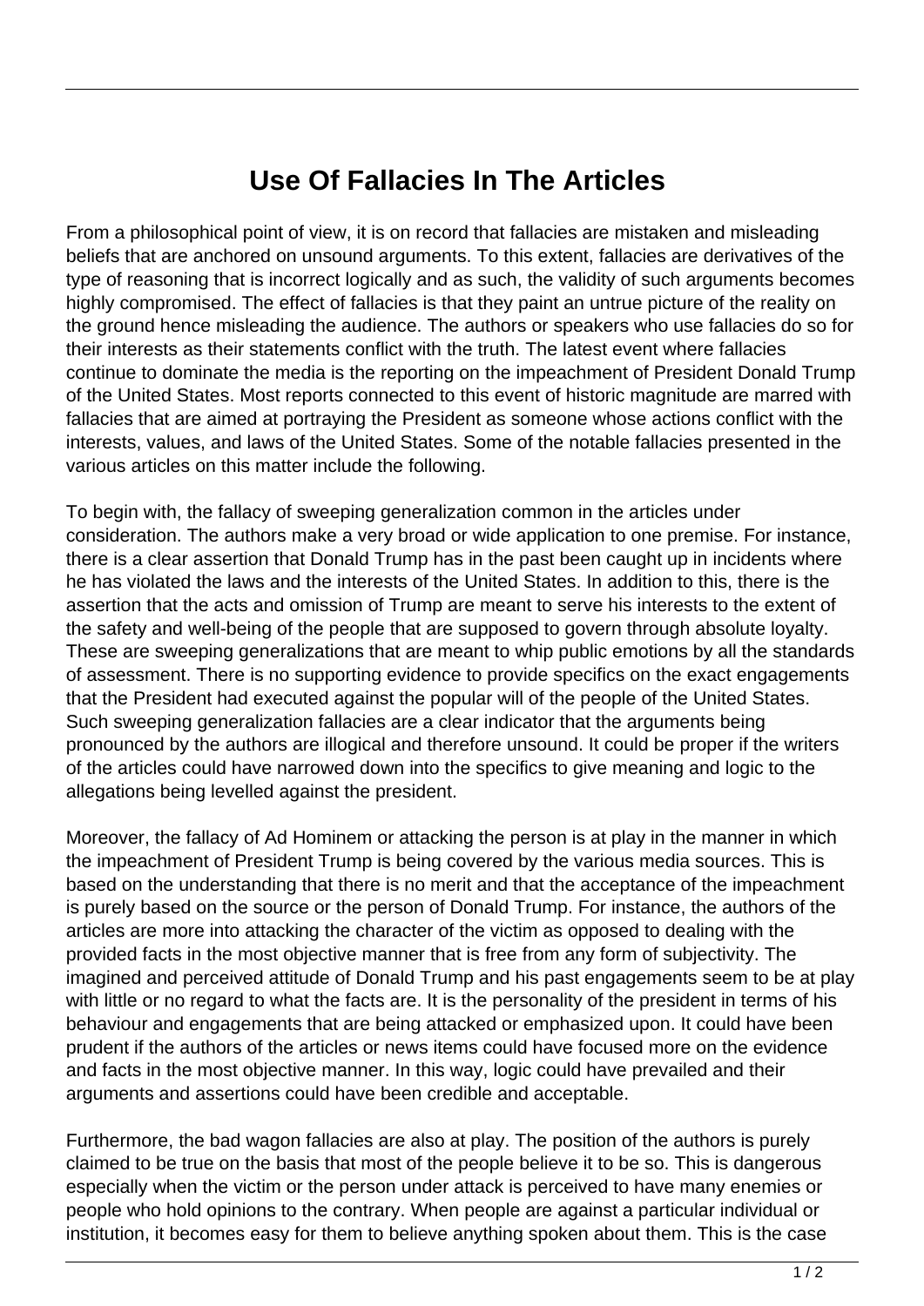# Use Of Fallacies In The Articles

From a philosophical point of view, it is on record that fallacies are mistaken and misleading beliefs that are anchored on unsound arguments. To this extent, fallacies are derivatives of the type of reasoning that is incorrect logically and as such, the validity of such arguments becomes highly compromised. The effect of fallacies is that they paint an untrue picture of the reality on the ground hence misleading the audience. The authors or speakers who use fallacies do so for their interests as their statements conflict with the truth. The latest event where fallacies continue to dominate the media is the reporting on the impeachment of President Donald Trump of the United States. Most reports connected to this event of historic magnitude are marred with fallacies that are aimed at portraying the President as someone whose actions conflict with the interests, values, and laws of the United States. Some of the notable fallacies presented in the various articles on this matter include the following.

To begin with, the fallacy of sweeping generalization common in the articles under consideration. The authors make a very broad or wide application to one premise. For instance, there is a clear assertion that Donald Trump has in the past been caught up in incidents where he has violated the laws and the interests of the United States. In addition to this, there is the assertion that the acts and omission of Trump are meant to serve his interests to the extent of the safety and well-being of the people that are supposed to govern through absolute loyalty. These are sweeping generalizations that are meant to whip public emotions by all the standards of assessment. There is no supporting evidence to provide specifics on the exact engagements that the President had executed against the popular will of the people of the United States. Such sweeping generalization fallacies are a clear indicator that the arguments being pronounced by the authors are illogical and therefore unsound. It could be proper if the writers of the articles could have narrowed down into the specifics to give meaning and logic to the allegations being levelled against the president.

Moreover, the fallacy of Ad Hominem or attacking the person is at play in the manner in which the impeachment of President Trump is being covered by the various media sources. This is based on the understanding that there is no merit and that the acceptance of the impeachment is purely based on the source or the person of Donald Trump. For instance, the authors of the articles are more into attacking the character of the victim as opposed to dealing with the provided facts in the most objective manner that is free from any form of subjectivity. The imagined and perceived attitude of Donald Trump and his past engagements seem to be at play with little or no regard to what the facts are. It is the personality of the president in terms of his behaviour and engagements that are being attacked or emphasized upon. It could have been prudent if the authors of the articles or news items could have focused more on the evidence and facts in the most objective manner. In this way, logic could have prevailed and their arguments and assertions could have been credible and acceptable.

Furthermore, the bad wagon fallacies are also at play. The position of the authors is purely claimed to be true on the basis that most of the people believe it to be so. This is dangerous especially when the victim or the person under attack is perceived to have many enemies or people who hold opinions to the contrary. When people are against a particular individual or institution, it becomes easy for them to believe anything spoken about them. This is the case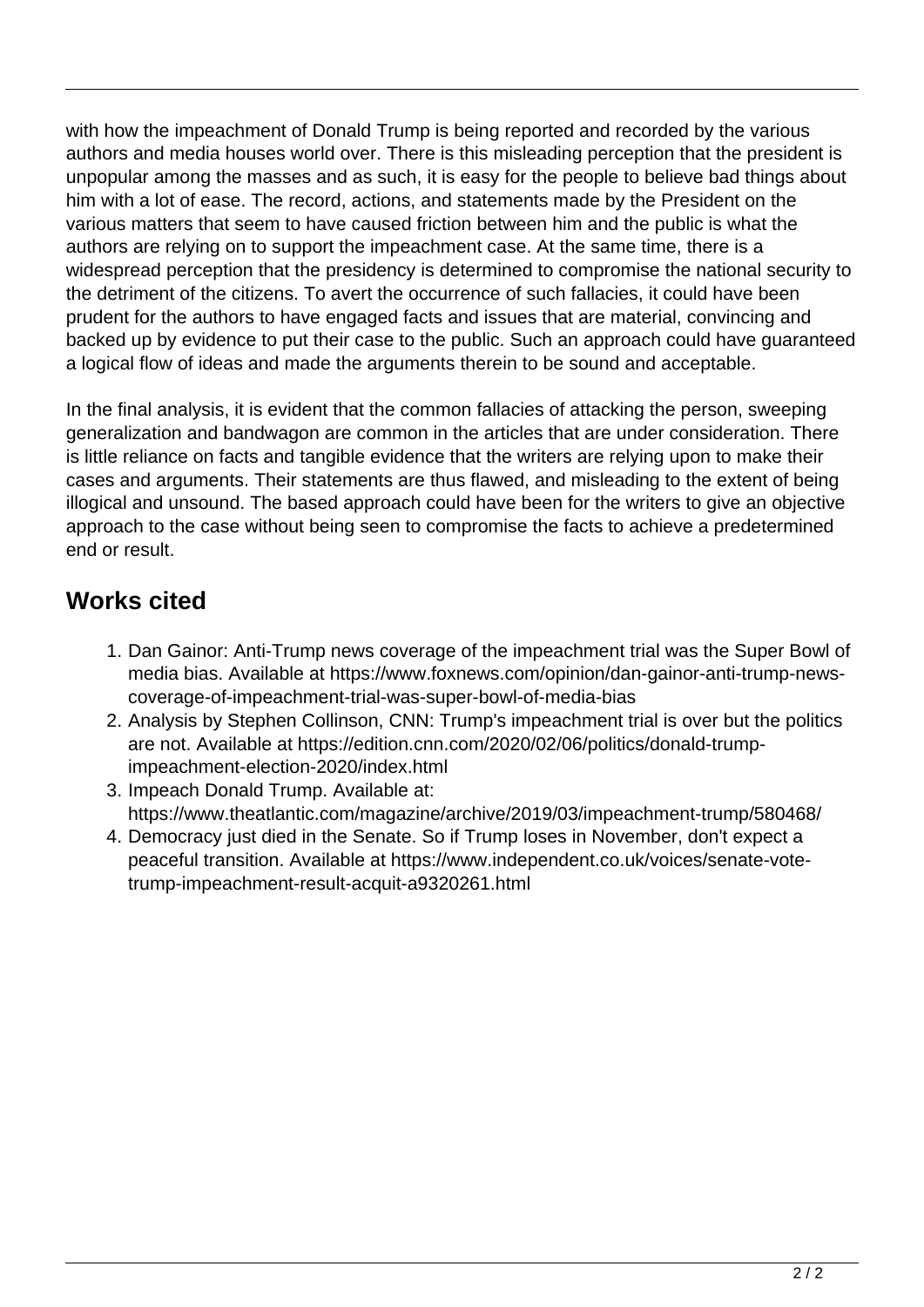with how the impeachment of Donald Trump is being reported and recorded by the various authors and media houses world over. There is this misleading perception that the president is unpopular among the masses and as such, it is easy for the people to believe bad things about him with a lot of ease. The record, actions, and statements made by the President on the various matters that seem to have caused friction between him and the public is what the authors are relying on to support the impeachment case. At the same time, there is a widespread perception that the presidency is determined to compromise the national security to the detriment of the citizens. To avert the occurrence of such fallacies, it could have been prudent for the authors to have engaged facts and issues that are material, convincing and backed up by evidence to put their case to the public. Such an approach could have guaranteed a logical flow of ideas and made the arguments therein to be sound and acceptable.

In the final analysis, it is evident that the common fallacies of attacking the person, sweeping generalization and bandwagon are common in the articles that are under consideration. There is little reliance on facts and tangible evidence that the writers are relying upon to make their cases and arguments. Their statements are thus flawed, and misleading to the extent of being illogical and unsound. The based approach could have been for the writers to give an objective approach to the case without being seen to compromise the facts to achieve a predetermined end or result.

## Works cited

1. Dan Gainor: Anti-Trump news coverage of the impeachment trial was the Super Bowl of media bias. Available at https://www.foxnews.com/opinion/dan-gainor-anti-trump-news-coverage-of-impeachment-trial-was-super-bowl-of-media-bias
2. Analysis by Stephen Collinson, CNN: Trump's impeachment trial is over but the politics are not. Available at https://edition.cnn.com/2020/02/06/politics/donald-trump-impeachment-election-2020/index.html
3. Impeach Donald Trump. Available at: https://www.theatlantic.com/magazine/archive/2019/03/impeachment-trump/580468/
4. Democracy just died in the Senate. So if Trump loses in November, don't expect a peaceful transition. Available at https://www.independent.co.uk/voices/senate-vote-trump-impeachment-result-acquit-a9320261.html